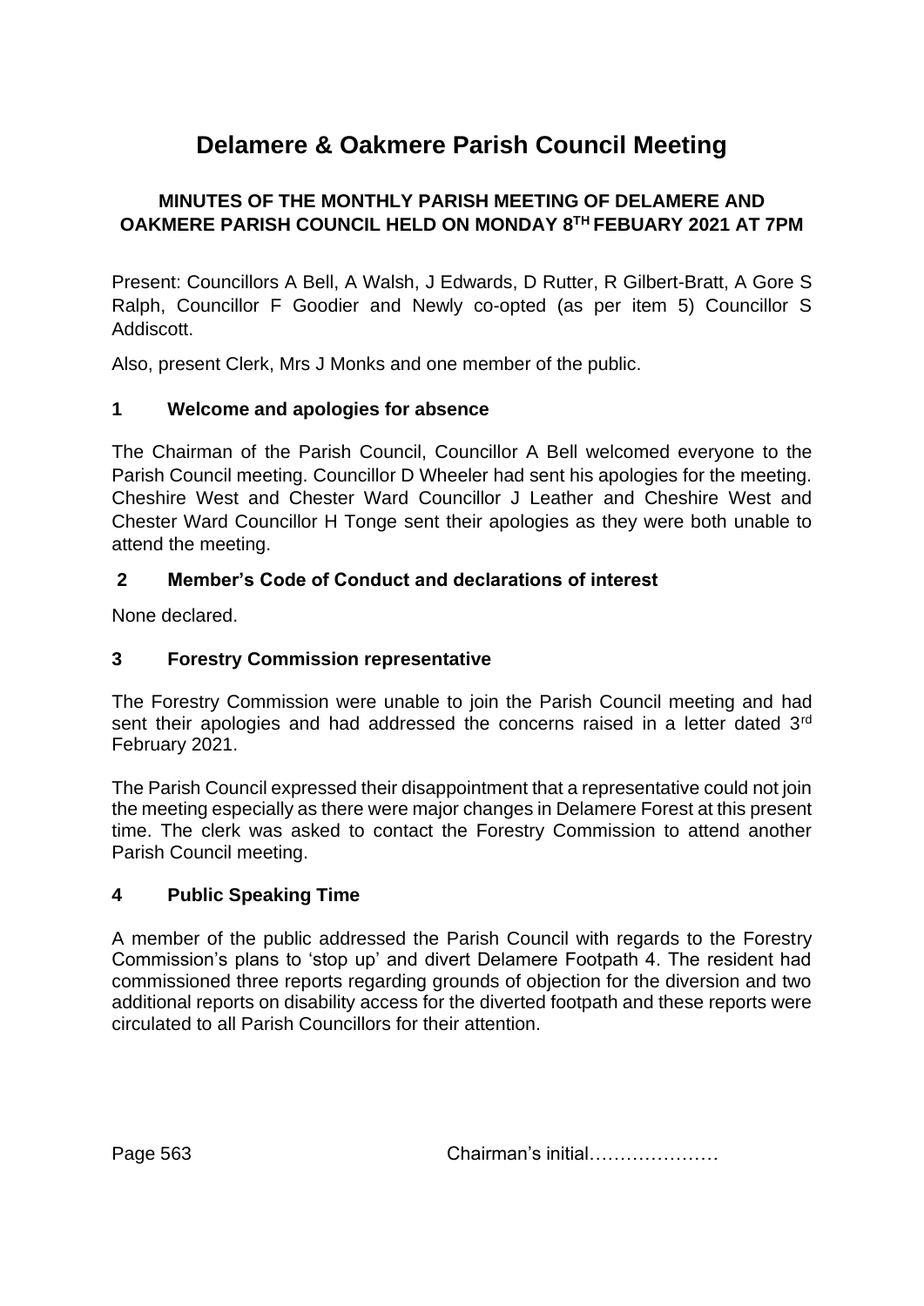# Delamere & Oakmere Parish Council Meeting

**MINUTES OF THE MONTHLY PARISH MEETING OF DELAMERE AND OAKMERE PARISH COUNCIL HELD ON MONDAY 8TH FEBUARY 2021 AT 7PM**

Present: Councillors A Bell, A Walsh, J Edwards, D Rutter, R Gilbert-Bratt, A Gore S Ralph, Councillor F Goodier and Newly co-opted (as per item 5) Councillor S Addiscott.

Also, present Clerk, Mrs J Monks and one member of the public.

## 1 Welcome and apologies for absence

The Chairman of the Parish Council, Councillor A Bell welcomed everyone to the Parish Council meeting. Councillor D Wheeler had sent his apologies for the meeting. Cheshire West and Chester Ward Councillor J Leather and Cheshire West and Chester Ward Councillor H Tonge sent their apologies as they were both unable to attend the meeting.

## 2 Member's Code of Conduct and declarations of interest

None declared.

## 3 Forestry Commission representative

The Forestry Commission were unable to join the Parish Council meeting and had sent their apologies and had addressed the concerns raised in a letter dated 3rd February 2021.

The Parish Council expressed their disappointment that a representative could not join the meeting especially as there were major changes in Delamere Forest at this present time. The clerk was asked to contact the Forestry Commission to attend another Parish Council meeting.

## 4 Public Speaking Time

A member of the public addressed the Parish Council with regards to the Forestry Commission's plans to 'stop up' and divert Delamere Footpath 4. The resident had commissioned three reports regarding grounds of objection for the diversion and two additional reports on disability access for the diverted footpath and these reports were circulated to all Parish Councillors for their attention.

Chairman's initial…………………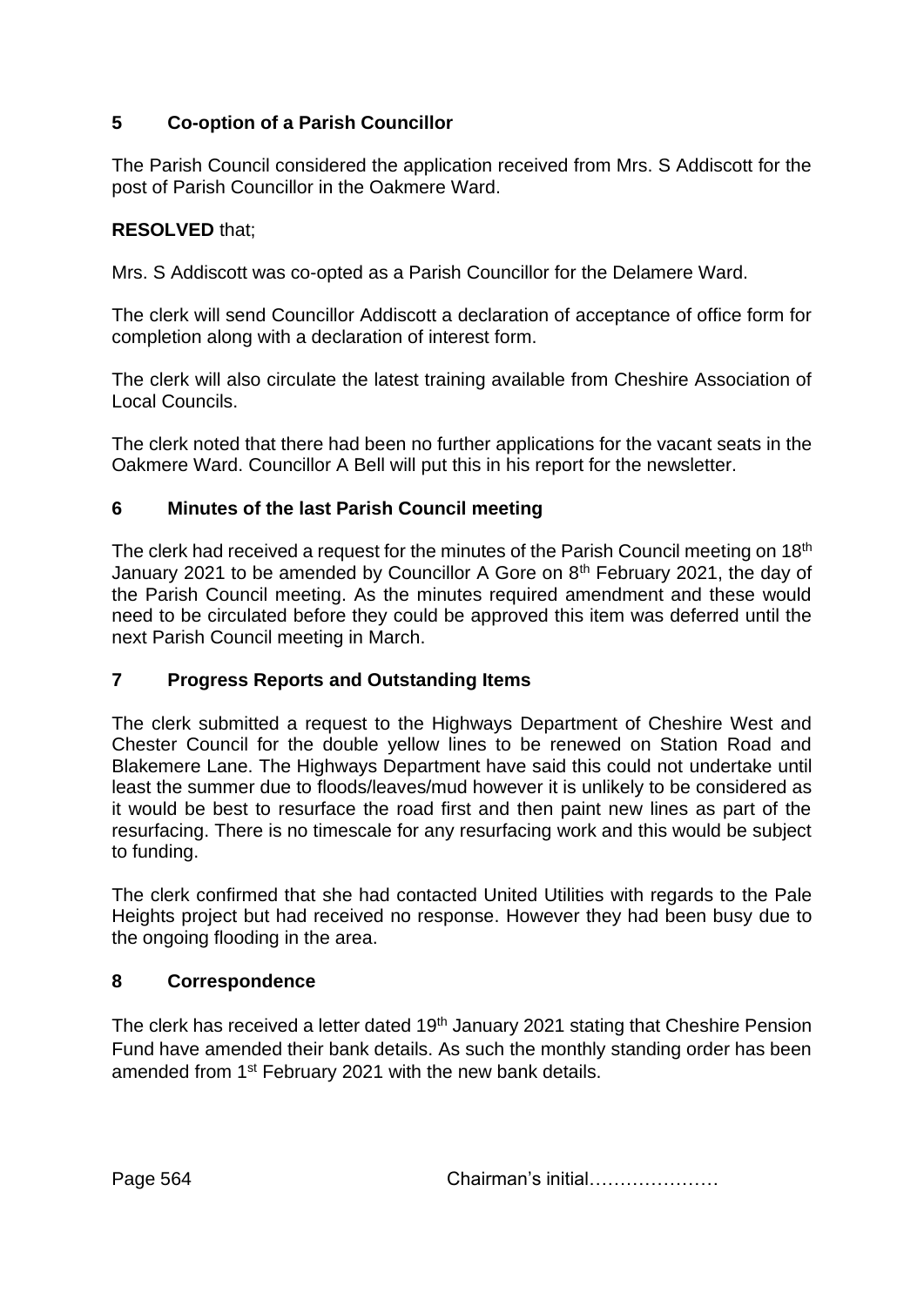## 5 Co-option of a Parish Councillor

The Parish Council considered the application received from Mrs. S Addiscott for the post of Parish Councillor in the Oakmere Ward.

**RESOLVED** that;

Mrs. S Addiscott was co-opted as a Parish Councillor for the Delamere Ward.

The clerk will send Councillor Addiscott a declaration of acceptance of office form for completion along with a declaration of interest form.

The clerk will also circulate the latest training available from Cheshire Association of Local Councils.

The clerk noted that there had been no further applications for the vacant seats in the Oakmere Ward. Councillor A Bell will put this in his report for the newsletter.

## 6 Minutes of the last Parish Council meeting

The clerk had received a request for the minutes of the Parish Council meeting on 18th January 2021 to be amended by Councillor A Gore on 8th February 2021, the day of the Parish Council meeting. As the minutes required amendment and these would need to be circulated before they could be approved this item was deferred until the next Parish Council meeting in March.

## 7 Progress Reports and Outstanding Items

The clerk submitted a request to the Highways Department of Cheshire West and Chester Council for the double yellow lines to be renewed on Station Road and Blakemere Lane. The Highways Department have said this could not undertake until least the summer due to floods/leaves/mud however it is unlikely to be considered as it would be best to resurface the road first and then paint new lines as part of the resurfacing. There is no timescale for any resurfacing work and this would be subject to funding.

The clerk confirmed that she had contacted United Utilities with regards to the Pale Heights project but had received no response. However they had been busy due to the ongoing flooding in the area.

## 8 Correspondence

The clerk has received a letter dated 19th January 2021 stating that Cheshire Pension Fund have amended their bank details. As such the monthly standing order has been amended from 1st February 2021 with the new bank details.

Chairman's initial…………………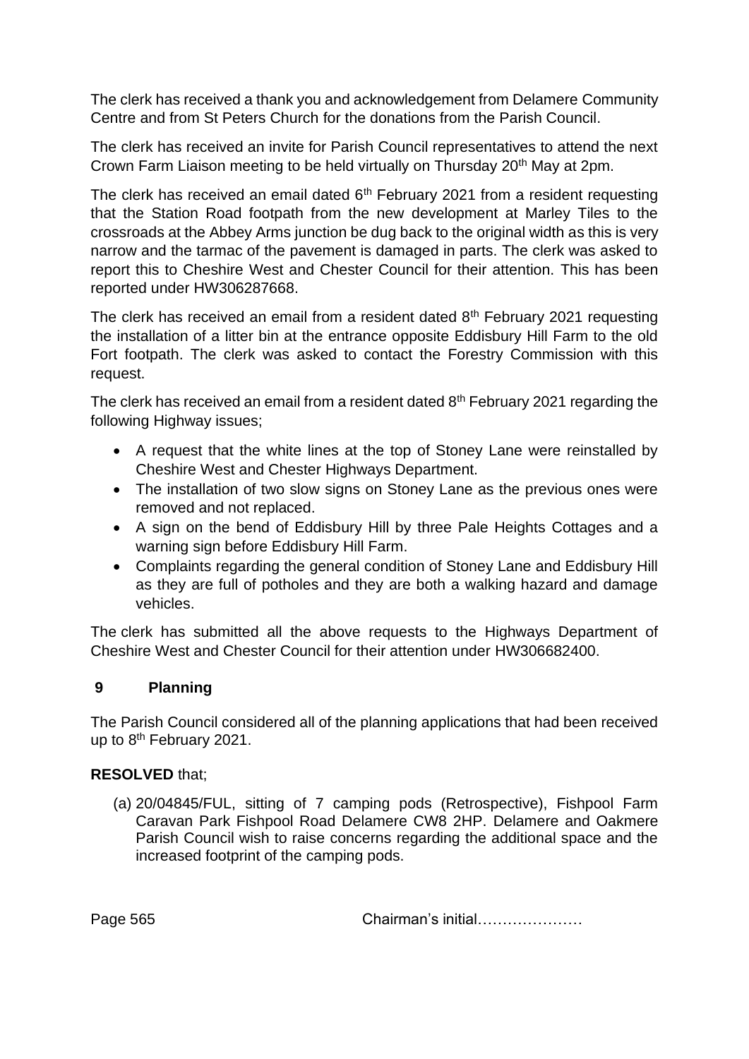The clerk has received a thank you and acknowledgement from Delamere Community Centre and from St Peters Church for the donations from the Parish Council.

The clerk has received an invite for Parish Council representatives to attend the next Crown Farm Liaison meeting to be held virtually on Thursday 20th May at 2pm.

The clerk has received an email dated 6th February 2021 from a resident requesting that the Station Road footpath from the new development at Marley Tiles to the crossroads at the Abbey Arms junction be dug back to the original width as this is very narrow and the tarmac of the pavement is damaged in parts. The clerk was asked to report this to Cheshire West and Chester Council for their attention. This has been reported under HW306287668.

The clerk has received an email from a resident dated 8th February 2021 requesting the installation of a litter bin at the entrance opposite Eddisbury Hill Farm to the old Fort footpath. The clerk was asked to contact the Forestry Commission with this request.

The clerk has received an email from a resident dated 8th February 2021 regarding the following Highway issues;

- A request that the white lines at the top of Stoney Lane were reinstalled by Cheshire West and Chester Highways Department.
- The installation of two slow signs on Stoney Lane as the previous ones were removed and not replaced.
- A sign on the bend of Eddisbury Hill by three Pale Heights Cottages and a warning sign before Eddisbury Hill Farm.
- Complaints regarding the general condition of Stoney Lane and Eddisbury Hill as they are full of potholes and they are both a walking hazard and damage vehicles.

The clerk has submitted all the above requests to the Highways Department of Cheshire West and Chester Council for their attention under HW306682400.

## 9 Planning

The Parish Council considered all of the planning applications that had been received up to 8th February 2021.

**RESOLVED** that;

(a) 20/04845/FUL, sitting of 7 camping pods (Retrospective), Fishpool Farm Caravan Park Fishpool Road Delamere CW8 2HP. Delamere and Oakmere Parish Council wish to raise concerns regarding the additional space and the increased footprint of the camping pods.

Chairman's initial…………………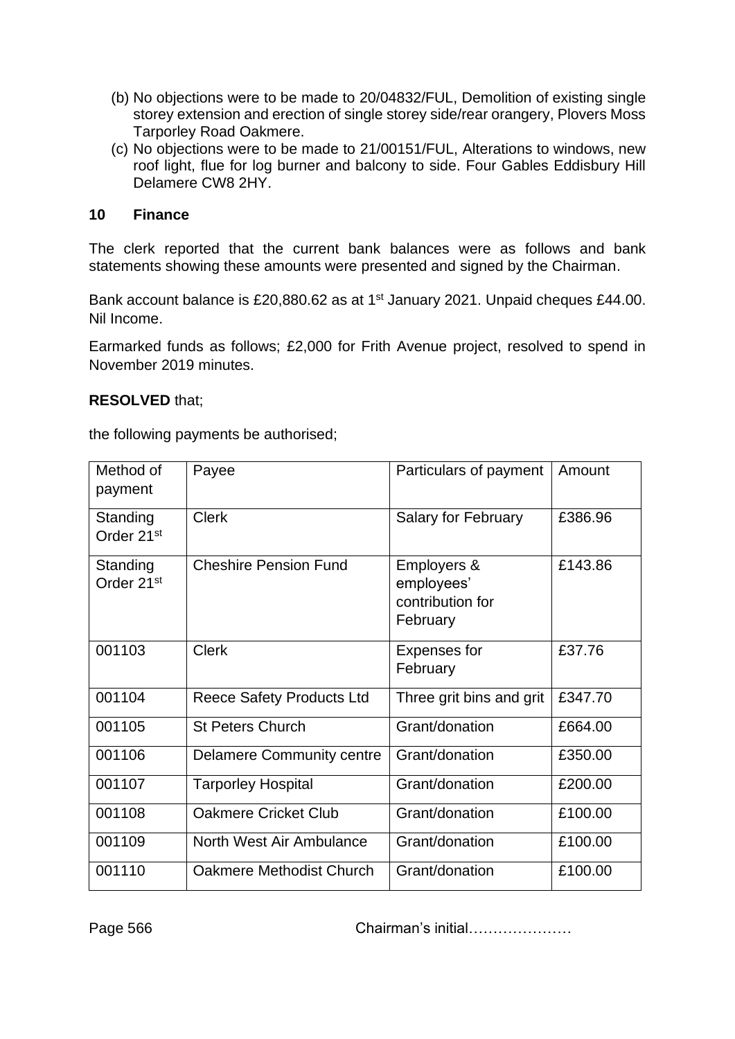(b) No objections were to be made to 20/04832/FUL, Demolition of existing single storey extension and erection of single storey side/rear orangery, Plovers Moss Tarporley Road Oakmere.

(c) No objections were to be made to 21/00151/FUL, Alterations to windows, new roof light, flue for log burner and balcony to side. Four Gables Eddisbury Hill Delamere CW8 2HY.

## 10 Finance

The clerk reported that the current bank balances were as follows and bank statements showing these amounts were presented and signed by the Chairman.

Bank account balance is £20,880.62 as at 1st January 2021. Unpaid cheques £44.00. Nil Income.

Earmarked funds as follows; £2,000 for Frith Avenue project, resolved to spend in November 2019 minutes.

**RESOLVED** that;

the following payments be authorised;

| Method of payment | Payee | Particulars of payment | Amount |
|---|---|---|---|
| Standing Order 21st | Clerk | Salary for February | £386.96 |
| Standing Order 21st | Cheshire Pension Fund | Employers & employees' contribution for February | £143.86 |
| 001103 | Clerk | Expenses for February | £37.76 |
| 001104 | Reece Safety Products Ltd | Three grit bins and grit | £347.70 |
| 001105 | St Peters Church | Grant/donation | £664.00 |
| 001106 | Delamere Community centre | Grant/donation | £350.00 |
| 001107 | Tarporley Hospital | Grant/donation | £200.00 |
| 001108 | Oakmere Cricket Club | Grant/donation | £100.00 |
| 001109 | North West Air Ambulance | Grant/donation | £100.00 |
| 001110 | Oakmere Methodist Church | Grant/donation | £100.00 |

Chairman's initial…………………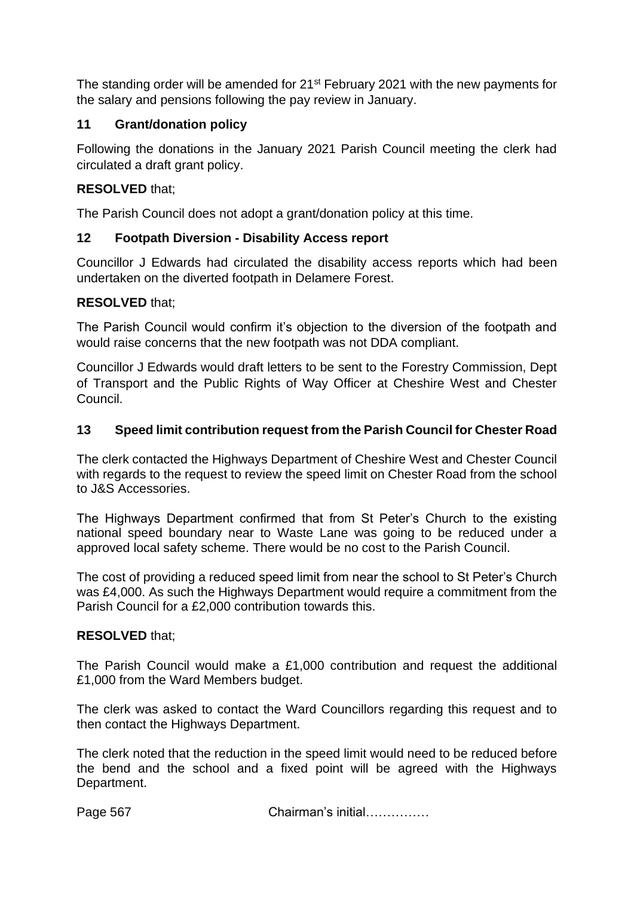The standing order will be amended for 21st February 2021 with the new payments for the salary and pensions following the pay review in January.

## 11 Grant/donation policy

Following the donations in the January 2021 Parish Council meeting the clerk had circulated a draft grant policy.

**RESOLVED** that;

The Parish Council does not adopt a grant/donation policy at this time.

## 12 Footpath Diversion - Disability Access report

Councillor J Edwards had circulated the disability access reports which had been undertaken on the diverted footpath in Delamere Forest.

**RESOLVED** that;

The Parish Council would confirm it's objection to the diversion of the footpath and would raise concerns that the new footpath was not DDA compliant.

Councillor J Edwards would draft letters to be sent to the Forestry Commission, Dept of Transport and the Public Rights of Way Officer at Cheshire West and Chester Council.

## 13 Speed limit contribution request from the Parish Council for Chester Road

The clerk contacted the Highways Department of Cheshire West and Chester Council with regards to the request to review the speed limit on Chester Road from the school to J&S Accessories.

The Highways Department confirmed that from St Peter's Church to the existing national speed boundary near to Waste Lane was going to be reduced under a approved local safety scheme. There would be no cost to the Parish Council.

The cost of providing a reduced speed limit from near the school to St Peter's Church was £4,000. As such the Highways Department would require a commitment from the Parish Council for a £2,000 contribution towards this.

**RESOLVED** that;

The Parish Council would make a £1,000 contribution and request the additional £1,000 from the Ward Members budget.

The clerk was asked to contact the Ward Councillors regarding this request and to then contact the Highways Department.

The clerk noted that the reduction in the speed limit would need to be reduced before the bend and the school and a fixed point will be agreed with the Highways Department.

Chairman's initial……………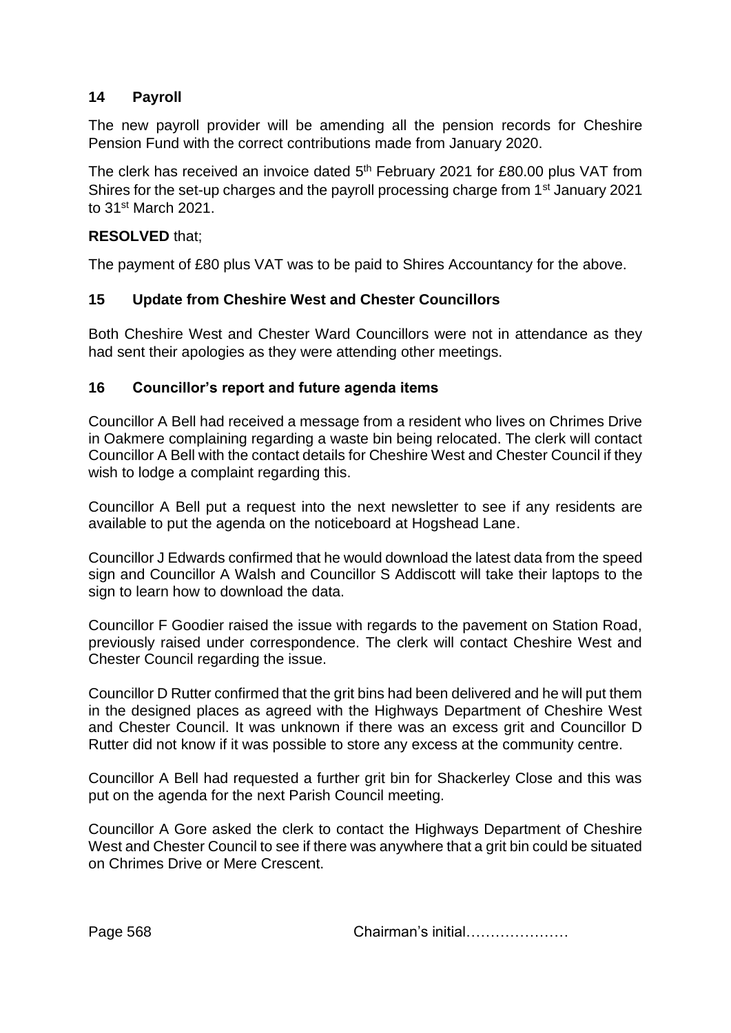## 14 Payroll

The new payroll provider will be amending all the pension records for Cheshire Pension Fund with the correct contributions made from January 2020.

The clerk has received an invoice dated 5th February 2021 for £80.00 plus VAT from Shires for the set-up charges and the payroll processing charge from 1st January 2021 to 31st March 2021.

**RESOLVED** that;

The payment of £80 plus VAT was to be paid to Shires Accountancy for the above.

## 15 Update from Cheshire West and Chester Councillors

Both Cheshire West and Chester Ward Councillors were not in attendance as they had sent their apologies as they were attending other meetings.

## 16 Councillor's report and future agenda items

Councillor A Bell had received a message from a resident who lives on Chrimes Drive in Oakmere complaining regarding a waste bin being relocated. The clerk will contact Councillor A Bell with the contact details for Cheshire West and Chester Council if they wish to lodge a complaint regarding this.

Councillor A Bell put a request into the next newsletter to see if any residents are available to put the agenda on the noticeboard at Hogshead Lane.

Councillor J Edwards confirmed that he would download the latest data from the speed sign and Councillor A Walsh and Councillor S Addiscott will take their laptops to the sign to learn how to download the data.

Councillor F Goodier raised the issue with regards to the pavement on Station Road, previously raised under correspondence. The clerk will contact Cheshire West and Chester Council regarding the issue.

Councillor D Rutter confirmed that the grit bins had been delivered and he will put them in the designed places as agreed with the Highways Department of Cheshire West and Chester Council. It was unknown if there was an excess grit and Councillor D Rutter did not know if it was possible to store any excess at the community centre.

Councillor A Bell had requested a further grit bin for Shackerley Close and this was put on the agenda for the next Parish Council meeting.

Councillor A Gore asked the clerk to contact the Highways Department of Cheshire West and Chester Council to see if there was anywhere that a grit bin could be situated on Chrimes Drive or Mere Crescent.

Chairman's initial…………………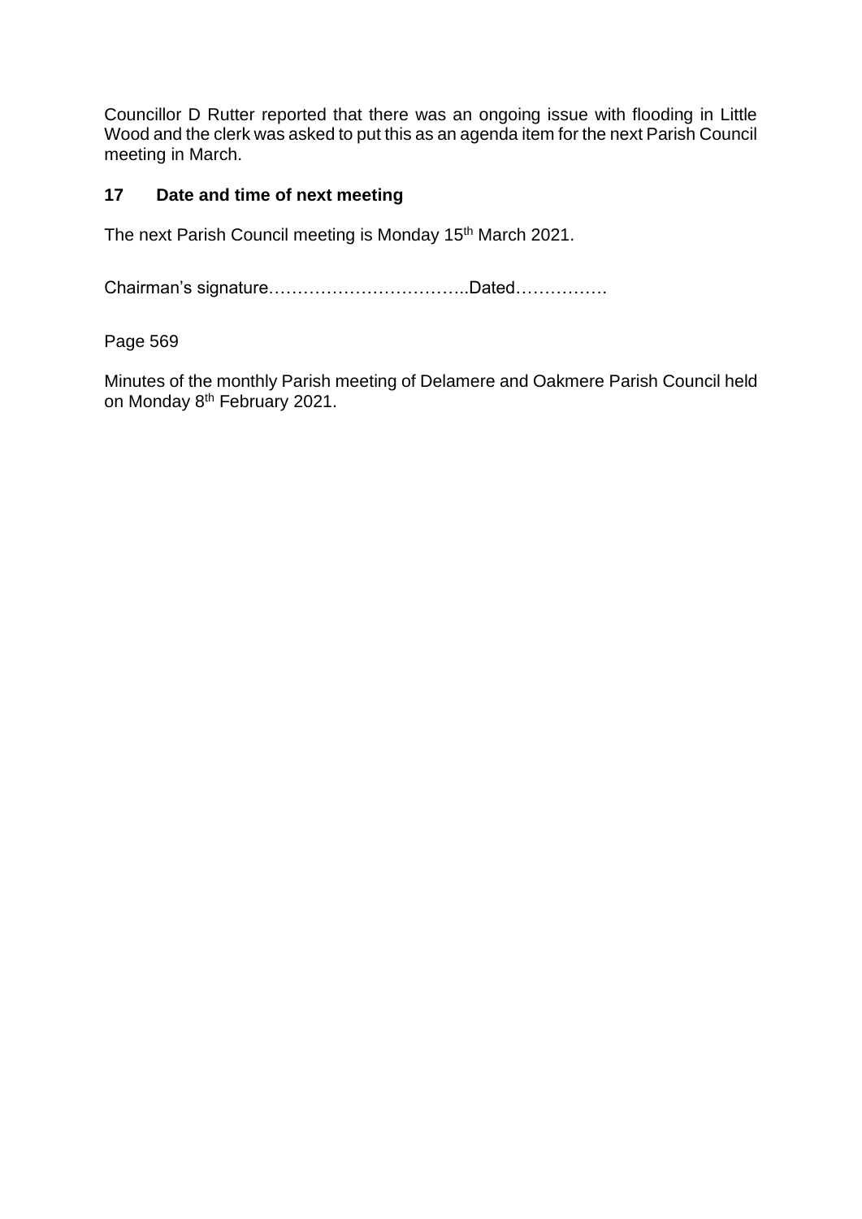Councillor D Rutter reported that there was an ongoing issue with flooding in Little Wood and the clerk was asked to put this as an agenda item for the next Parish Council meeting in March.

### 17 Date and time of next meeting

The next Parish Council meeting is Monday 15th March 2021.

Chairman's signature……………………………..Dated…………….

Minutes of the monthly Parish meeting of Delamere and Oakmere Parish Council held on Monday 8th February 2021.